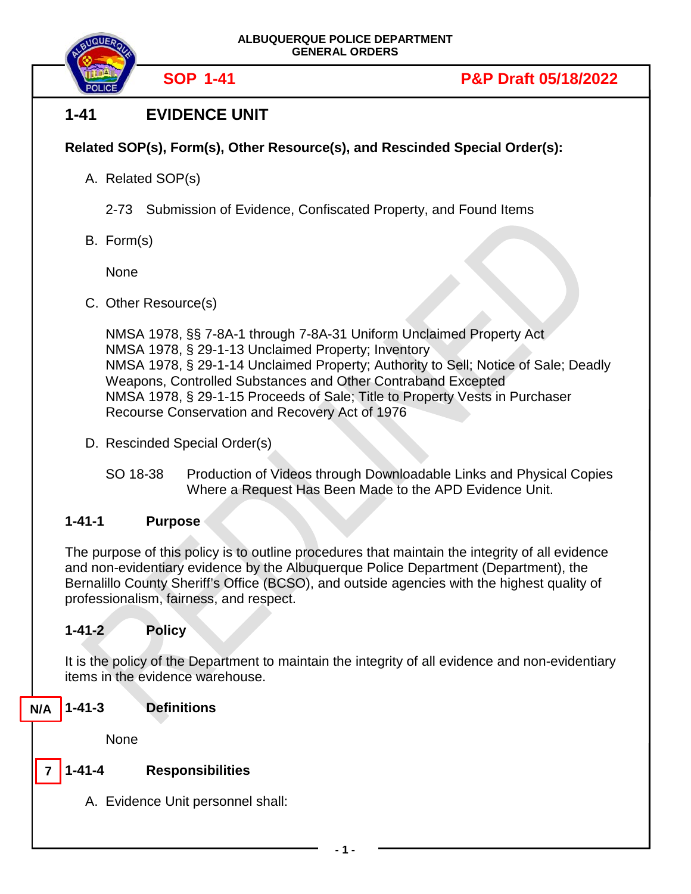# 1-41 EVIDENCE UNIT

**Related SOP(s), Form(s), Other Resource(s), and Rescinded Special Order(s):**

A. Related SOP(s)

2-73 Submission of Evidence, Confiscated Property, and Found Items

B. Form(s)

None

C. Other Resource(s)

NMSA 1978, §§ 7-8A-1 through 7-8A-31 Uniform Unclaimed Property Act
NMSA 1978, § 29-1-13 Unclaimed Property; Inventory
NMSA 1978, § 29-1-14 Unclaimed Property; Authority to Sell; Notice of Sale; Deadly Weapons, Controlled Substances and Other Contraband Excepted
NMSA 1978, § 29-1-15 Proceeds of Sale; Title to Property Vests in Purchaser
Recourse Conservation and Recovery Act of 1976

D. Rescinded Special Order(s)

SO 18-38 Production of Videos through Downloadable Links and Physical Copies Where a Request Has Been Made to the APD Evidence Unit.

## 1-41-1 Purpose

The purpose of this policy is to outline procedures that maintain the integrity of all evidence and non-evidentiary evidence by the Albuquerque Police Department (Department), the Bernalillo County Sheriff's Office (BCSO), and outside agencies with the highest quality of professionalism, fairness, and respect.

## 1-41-2 Policy

It is the policy of the Department to maintain the integrity of all evidence and non-evidentiary items in the evidence warehouse.

N/A

## 1-41-3 Definitions

None

7

## 1-41-4 Responsibilities

A. Evidence Unit personnel shall: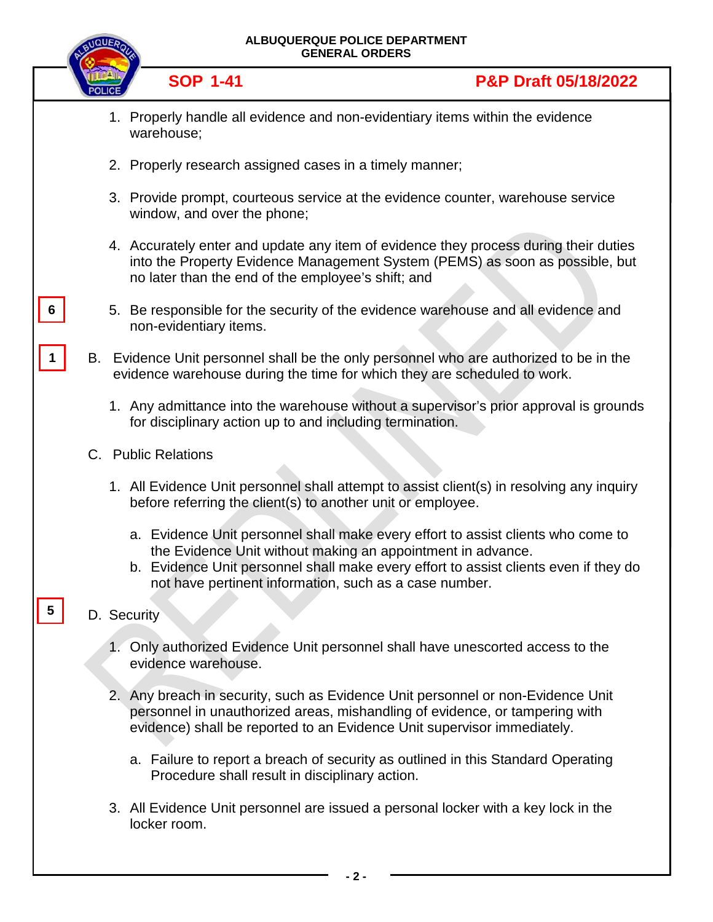1. Properly handle all evidence and non-evidentiary items within the evidence warehouse;

2. Properly research assigned cases in a timely manner;

3. Provide prompt, courteous service at the evidence counter, warehouse service window, and over the phone;

4. Accurately enter and update any item of evidence they process during their duties into the Property Evidence Management System (PEMS) as soon as possible, but no later than the end of the employee's shift; and

6

5. Be responsible for the security of the evidence warehouse and all evidence and non-evidentiary items.

1

B. Evidence Unit personnel shall be the only personnel who are authorized to be in the evidence warehouse during the time for which they are scheduled to work.

   1. Any admittance into the warehouse without a supervisor's prior approval is grounds for disciplinary action up to and including termination.

C. Public Relations

   1. All Evidence Unit personnel shall attempt to assist client(s) in resolving any inquiry before referring the client(s) to another unit or employee.

      a. Evidence Unit personnel shall make every effort to assist clients who come to the Evidence Unit without making an appointment in advance.
      b. Evidence Unit personnel shall make every effort to assist clients even if they do not have pertinent information, such as a case number.

5

D. Security

   1. Only authorized Evidence Unit personnel shall have unescorted access to the evidence warehouse.

   2. Any breach in security, such as Evidence Unit personnel or non-Evidence Unit personnel in unauthorized areas, mishandling of evidence, or tampering with evidence) shall be reported to an Evidence Unit supervisor immediately.

      a. Failure to report a breach of security as outlined in this Standard Operating Procedure shall result in disciplinary action.

   3. All Evidence Unit personnel are issued a personal locker with a key lock in the locker room.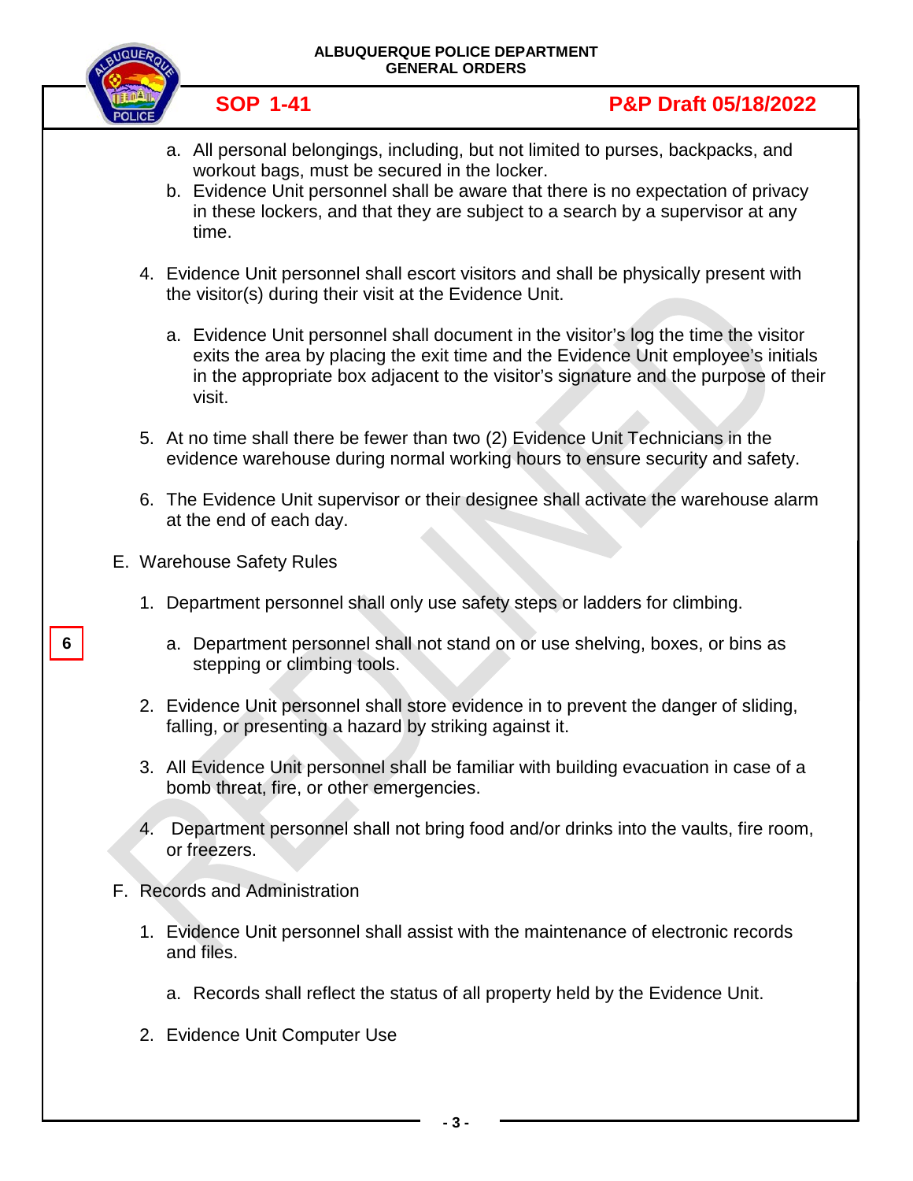a. All personal belongings, including, but not limited to purses, backpacks, and workout bags, must be secured in the locker.
b. Evidence Unit personnel shall be aware that there is no expectation of privacy in these lockers, and that they are subject to a search by a supervisor at any time.

4. Evidence Unit personnel shall escort visitors and shall be physically present with the visitor(s) during their visit at the Evidence Unit.

   a. Evidence Unit personnel shall document in the visitor's log the time the visitor exits the area by placing the exit time and the Evidence Unit employee's initials in the appropriate box adjacent to the visitor's signature and the purpose of their visit.

5. At no time shall there be fewer than two (2) Evidence Unit Technicians in the evidence warehouse during normal working hours to ensure security and safety.

6. The Evidence Unit supervisor or their designee shall activate the warehouse alarm at the end of each day.

E. Warehouse Safety Rules

1. Department personnel shall only use safety steps or ladders for climbing.

   6

   a. Department personnel shall not stand on or use shelving, boxes, or bins as stepping or climbing tools.

2. Evidence Unit personnel shall store evidence in to prevent the danger of sliding, falling, or presenting a hazard by striking against it.

3. All Evidence Unit personnel shall be familiar with building evacuation in case of a bomb threat, fire, or other emergencies.

4. Department personnel shall not bring food and/or drinks into the vaults, fire room, or freezers.

F. Records and Administration

1. Evidence Unit personnel shall assist with the maintenance of electronic records and files.

   a. Records shall reflect the status of all property held by the Evidence Unit.

2. Evidence Unit Computer Use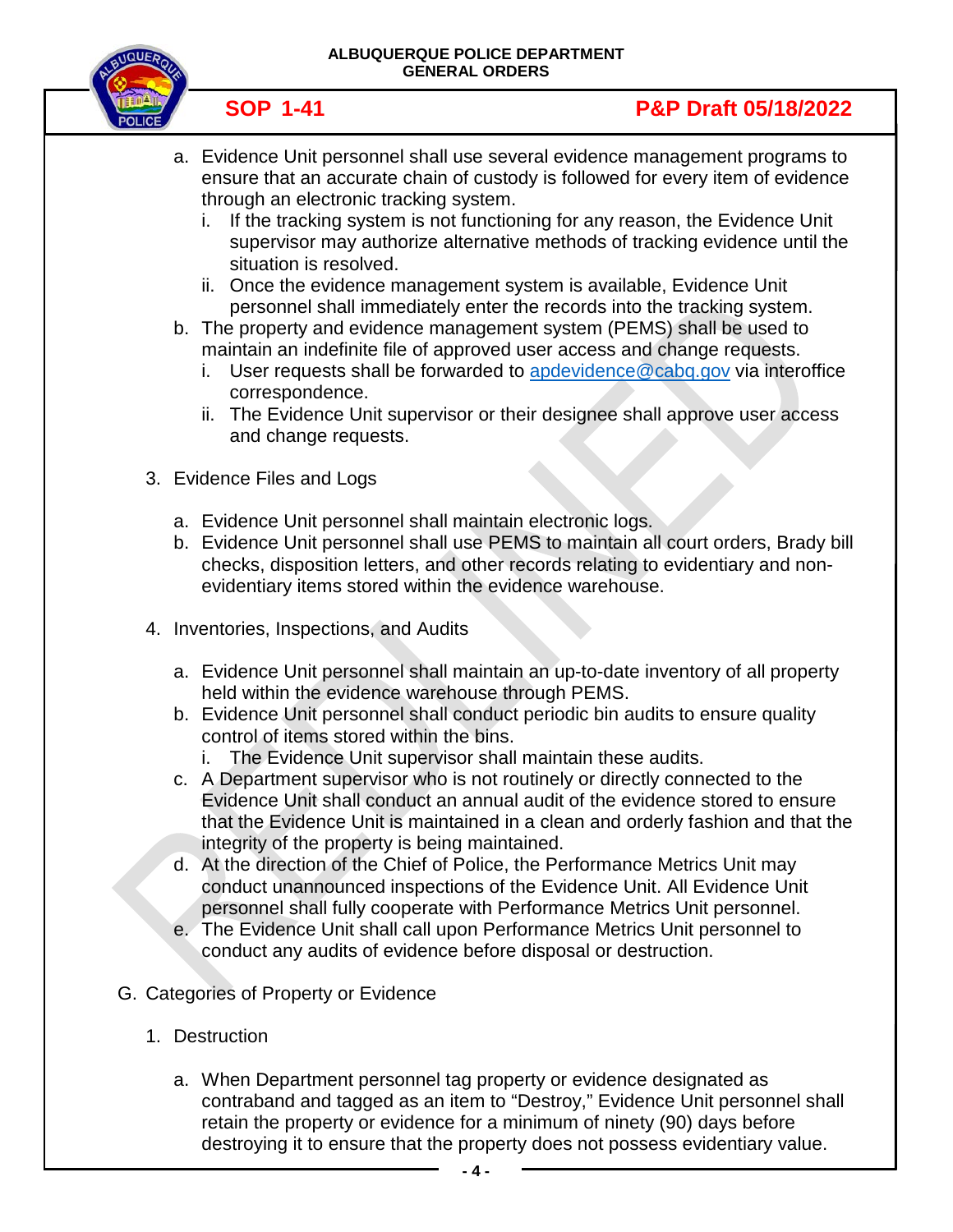a. Evidence Unit personnel shall use several evidence management programs to ensure that an accurate chain of custody is followed for every item of evidence through an electronic tracking system.
   i. If the tracking system is not functioning for any reason, the Evidence Unit supervisor may authorize alternative methods of tracking evidence until the situation is resolved.
   ii. Once the evidence management system is available, Evidence Unit personnel shall immediately enter the records into the tracking system.
b. The property and evidence management system (PEMS) shall be used to maintain an indefinite file of approved user access and change requests.
   i. User requests shall be forwarded to apdevidence@cabq.gov via interoffice correspondence.
   ii. The Evidence Unit supervisor or their designee shall approve user access and change requests.

3. Evidence Files and Logs

   a. Evidence Unit personnel shall maintain electronic logs.
   b. Evidence Unit personnel shall use PEMS to maintain all court orders, Brady bill checks, disposition letters, and other records relating to evidentiary and non-evidentiary items stored within the evidence warehouse.

4. Inventories, Inspections, and Audits

   a. Evidence Unit personnel shall maintain an up-to-date inventory of all property held within the evidence warehouse through PEMS.
   b. Evidence Unit personnel shall conduct periodic bin audits to ensure quality control of items stored within the bins.
      i. The Evidence Unit supervisor shall maintain these audits.
   c. A Department supervisor who is not routinely or directly connected to the Evidence Unit shall conduct an annual audit of the evidence stored to ensure that the Evidence Unit is maintained in a clean and orderly fashion and that the integrity of the property is being maintained.
   d. At the direction of the Chief of Police, the Performance Metrics Unit may conduct unannounced inspections of the Evidence Unit. All Evidence Unit personnel shall fully cooperate with Performance Metrics Unit personnel.
   e. The Evidence Unit shall call upon Performance Metrics Unit personnel to conduct any audits of evidence before disposal or destruction.

G. Categories of Property or Evidence

1. Destruction

   a. When Department personnel tag property or evidence designated as contraband and tagged as an item to "Destroy," Evidence Unit personnel shall retain the property or evidence for a minimum of ninety (90) days before destroying it to ensure that the property does not possess evidentiary value.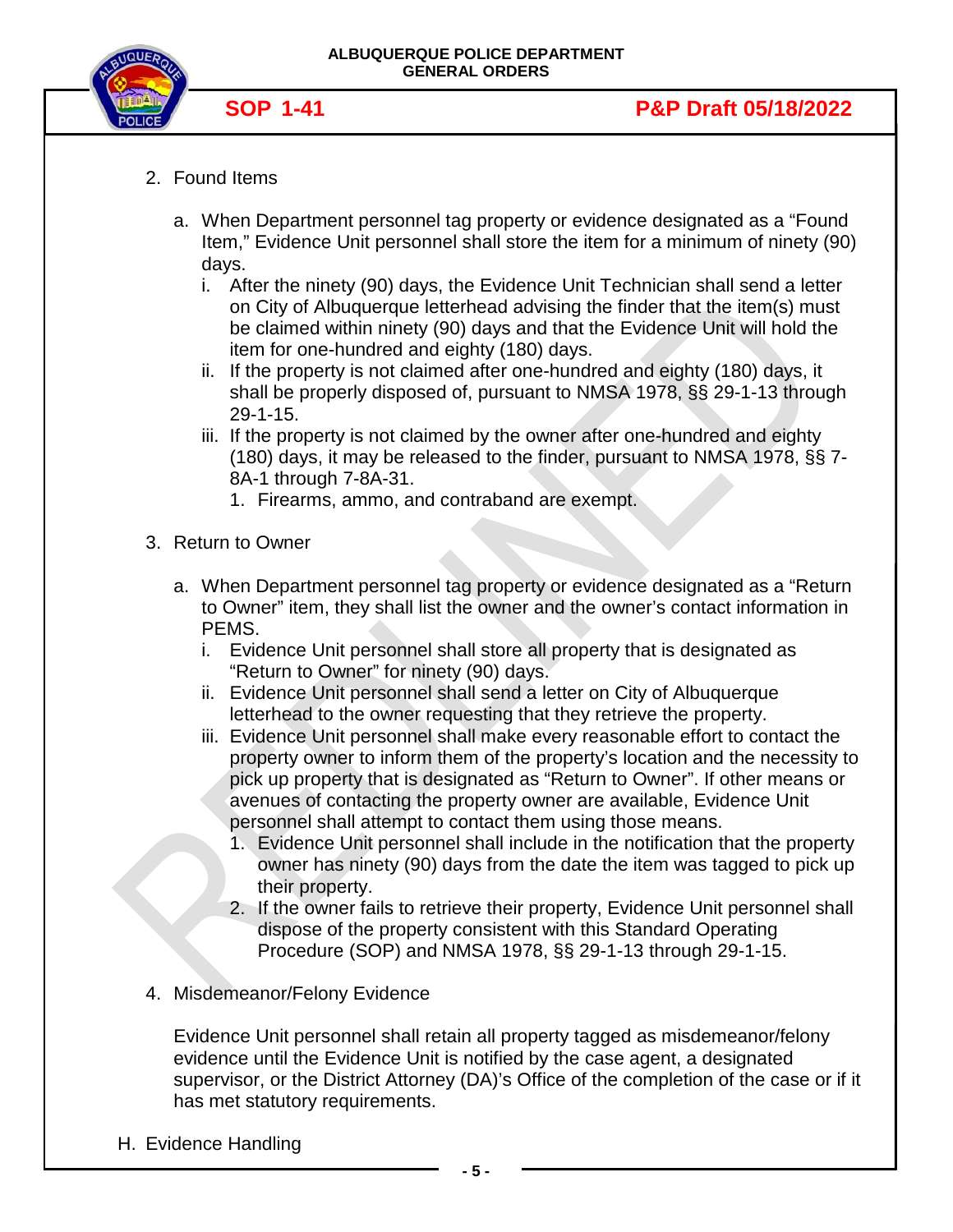2. Found Items

   a. When Department personnel tag property or evidence designated as a "Found Item," Evidence Unit personnel shall store the item for a minimum of ninety (90) days.
      i. After the ninety (90) days, the Evidence Unit Technician shall send a letter on City of Albuquerque letterhead advising the finder that the item(s) must be claimed within ninety (90) days and that the Evidence Unit will hold the item for one-hundred and eighty (180) days.
      ii. If the property is not claimed after one-hundred and eighty (180) days, it shall be properly disposed of, pursuant to NMSA 1978, §§ 29-1-13 through 29-1-15.
      iii. If the property is not claimed by the owner after one-hundred and eighty (180) days, it may be released to the finder, pursuant to NMSA 1978, §§ 7-8A-1 through 7-8A-31.
         1. Firearms, ammo, and contraband are exempt.

3. Return to Owner

   a. When Department personnel tag property or evidence designated as a "Return to Owner" item, they shall list the owner and the owner's contact information in PEMS.
      i. Evidence Unit personnel shall store all property that is designated as "Return to Owner" for ninety (90) days.
      ii. Evidence Unit personnel shall send a letter on City of Albuquerque letterhead to the owner requesting that they retrieve the property.
      iii. Evidence Unit personnel shall make every reasonable effort to contact the property owner to inform them of the property's location and the necessity to pick up property that is designated as "Return to Owner". If other means or avenues of contacting the property owner are available, Evidence Unit personnel shall attempt to contact them using those means.
         1. Evidence Unit personnel shall include in the notification that the property owner has ninety (90) days from the date the item was tagged to pick up their property.
         2. If the owner fails to retrieve their property, Evidence Unit personnel shall dispose of the property consistent with this Standard Operating Procedure (SOP) and NMSA 1978, §§ 29-1-13 through 29-1-15.

4. Misdemeanor/Felony Evidence

   Evidence Unit personnel shall retain all property tagged as misdemeanor/felony evidence until the Evidence Unit is notified by the case agent, a designated supervisor, or the District Attorney (DA)'s Office of the completion of the case or if it has met statutory requirements.

H. Evidence Handling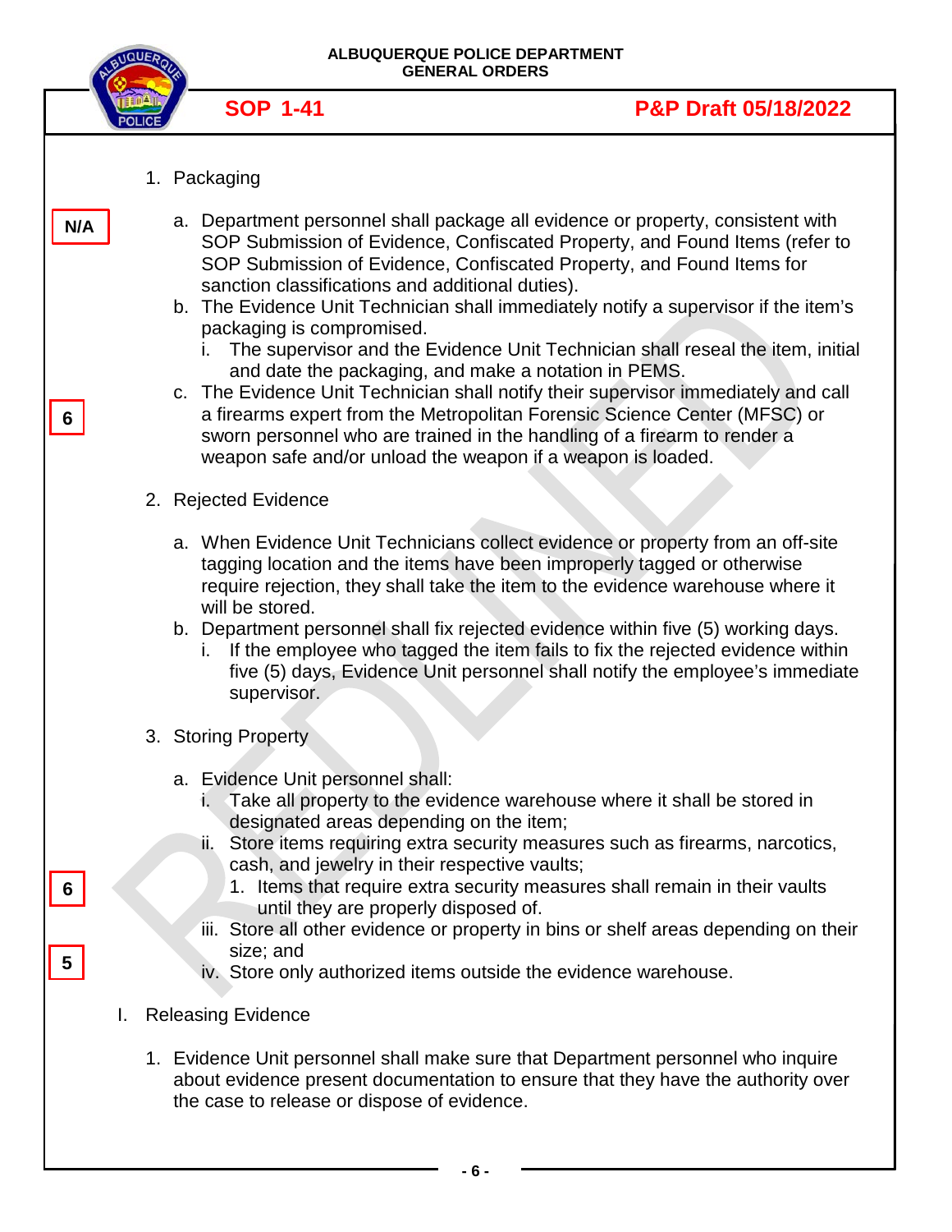1. Packaging

N/A

   a. Department personnel shall package all evidence or property, consistent with SOP Submission of Evidence, Confiscated Property, and Found Items (refer to SOP Submission of Evidence, Confiscated Property, and Found Items for sanction classifications and additional duties).
   b. The Evidence Unit Technician shall immediately notify a supervisor if the item's packaging is compromised.
      i. The supervisor and the Evidence Unit Technician shall reseal the item, initial and date the packaging, and make a notation in PEMS.

6

   c. The Evidence Unit Technician shall notify their supervisor immediately and call a firearms expert from the Metropolitan Forensic Science Center (MFSC) or sworn personnel who are trained in the handling of a firearm to render a weapon safe and/or unload the weapon if a weapon is loaded.

2. Rejected Evidence

   a. When Evidence Unit Technicians collect evidence or property from an off-site tagging location and the items have been improperly tagged or otherwise require rejection, they shall take the item to the evidence warehouse where it will be stored.
   b. Department personnel shall fix rejected evidence within five (5) working days.
      i. If the employee who tagged the item fails to fix the rejected evidence within five (5) days, Evidence Unit personnel shall notify the employee's immediate supervisor.

3. Storing Property

   a. Evidence Unit personnel shall:
      i. Take all property to the evidence warehouse where it shall be stored in designated areas depending on the item;
      ii. Store items requiring extra security measures such as firearms, narcotics, cash, and jewelry in their respective vaults;

6

         1. Items that require extra security measures shall remain in their vaults until they are properly disposed of.
      iii. Store all other evidence or property in bins or shelf areas depending on their size; and

5

      iv. Store only authorized items outside the evidence warehouse.

I. Releasing Evidence

1. Evidence Unit personnel shall make sure that Department personnel who inquire about evidence present documentation to ensure that they have the authority over the case to release or dispose of evidence.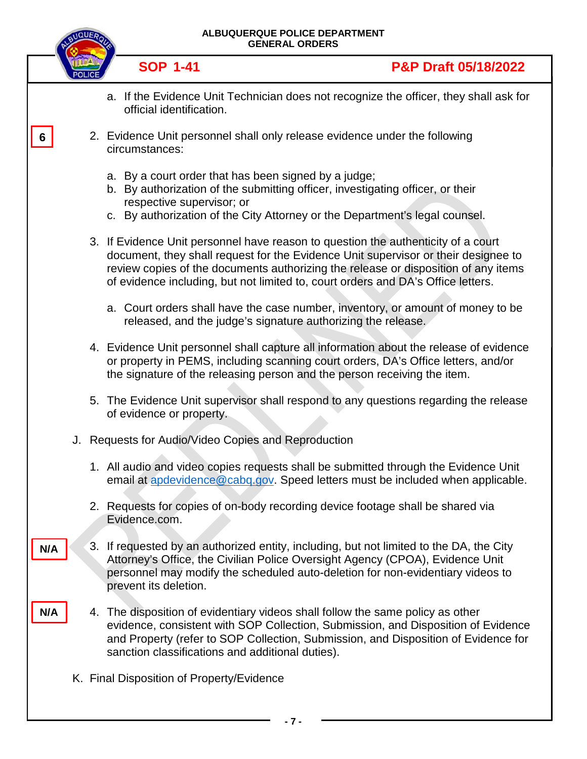a. If the Evidence Unit Technician does not recognize the officer, they shall ask for official identification.

6

2. Evidence Unit personnel shall only release evidence under the following circumstances:

   a. By a court order that has been signed by a judge;
   b. By authorization of the submitting officer, investigating officer, or their respective supervisor; or
   c. By authorization of the City Attorney or the Department's legal counsel.

3. If Evidence Unit personnel have reason to question the authenticity of a court document, they shall request for the Evidence Unit supervisor or their designee to review copies of the documents authorizing the release or disposition of any items of evidence including, but not limited to, court orders and DA's Office letters.

   a. Court orders shall have the case number, inventory, or amount of money to be released, and the judge's signature authorizing the release.

4. Evidence Unit personnel shall capture all information about the release of evidence or property in PEMS, including scanning court orders, DA's Office letters, and/or the signature of the releasing person and the person receiving the item.

5. The Evidence Unit supervisor shall respond to any questions regarding the release of evidence or property.

J. Requests for Audio/Video Copies and Reproduction

1. All audio and video copies requests shall be submitted through the Evidence Unit email at apdevidence@cabq.gov. Speed letters must be included when applicable.

2. Requests for copies of on-body recording device footage shall be shared via Evidence.com.

N/A

3. If requested by an authorized entity, including, but not limited to, the DA, the City Attorney's Office, the Civilian Police Oversight Agency (CPOA), Evidence Unit personnel may modify the scheduled auto-deletion for non-evidentiary videos to prevent its deletion.

N/A

4. The disposition of evidentiary videos shall follow the same policy as other evidence, consistent with SOP Collection, Submission, and Disposition of Evidence and Property (refer to SOP Collection, Submission, and Disposition of Evidence for sanction classifications and additional duties).

K. Final Disposition of Property/Evidence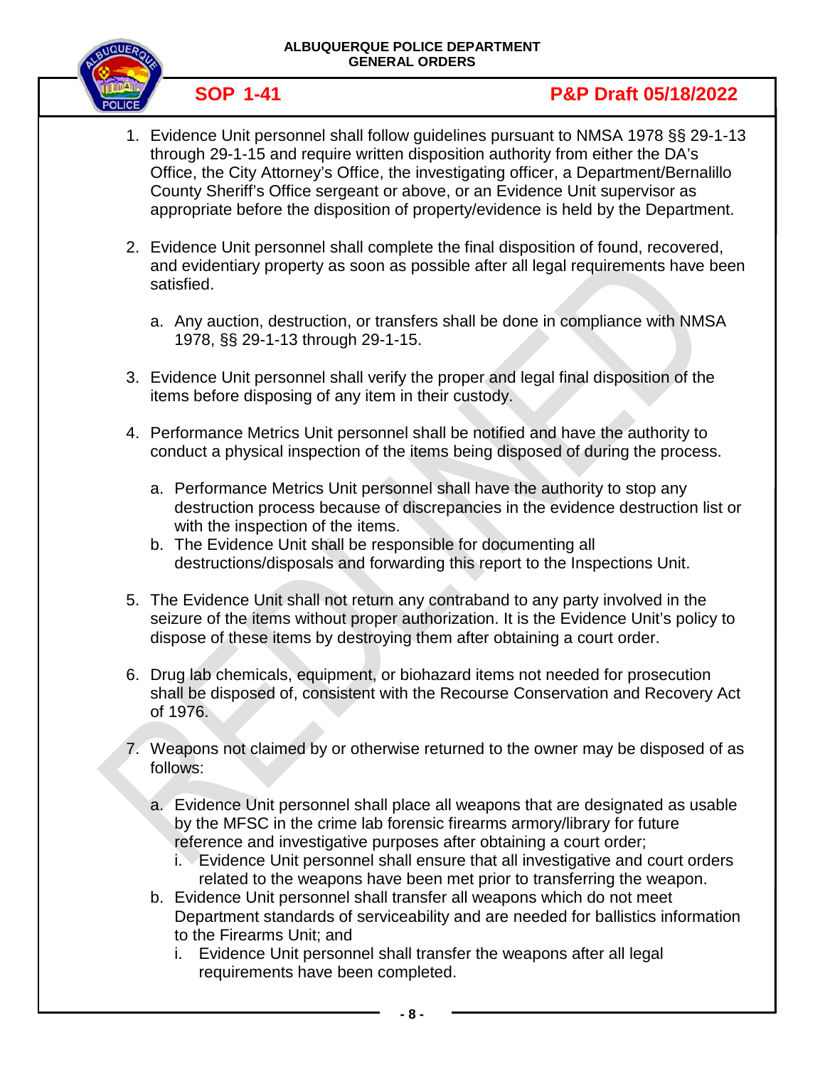1. Evidence Unit personnel shall follow guidelines pursuant to NMSA 1978 §§ 29-1-13 through 29-1-15 and require written disposition authority from either the DA's Office, the City Attorney's Office, the investigating officer, a Department/Bernalillo County Sheriff's Office sergeant or above, or an Evidence Unit supervisor as appropriate before the disposition of property/evidence is held by the Department.

2. Evidence Unit personnel shall complete the final disposition of found, recovered, and evidentiary property as soon as possible after all legal requirements have been satisfied.

   a. Any auction, destruction, or transfers shall be done in compliance with NMSA 1978, §§ 29-1-13 through 29-1-15.

3. Evidence Unit personnel shall verify the proper and legal final disposition of the items before disposing of any item in their custody.

4. Performance Metrics Unit personnel shall be notified and have the authority to conduct a physical inspection of the items being disposed of during the process.

   a. Performance Metrics Unit personnel shall have the authority to stop any destruction process because of discrepancies in the evidence destruction list or with the inspection of the items.
   b. The Evidence Unit shall be responsible for documenting all destructions/disposals and forwarding this report to the Inspections Unit.

5. The Evidence Unit shall not return any contraband to any party involved in the seizure of the items without proper authorization. It is the Evidence Unit's policy to dispose of these items by destroying them after obtaining a court order.

6. Drug lab chemicals, equipment, or biohazard items not needed for prosecution shall be disposed of, consistent with the Recourse Conservation and Recovery Act of 1976.

7. Weapons not claimed by or otherwise returned to the owner may be disposed of as follows:

   a. Evidence Unit personnel shall place all weapons that are designated as usable by the MFSC in the crime lab forensic firearms armory/library for future reference and investigative purposes after obtaining a court order;
      i. Evidence Unit personnel shall ensure that all investigative and court orders related to the weapons have been met prior to transferring the weapon.
   b. Evidence Unit personnel shall transfer all weapons which do not meet Department standards of serviceability and are needed for ballistics information to the Firearms Unit; and
      i. Evidence Unit personnel shall transfer the weapons after all legal requirements have been completed.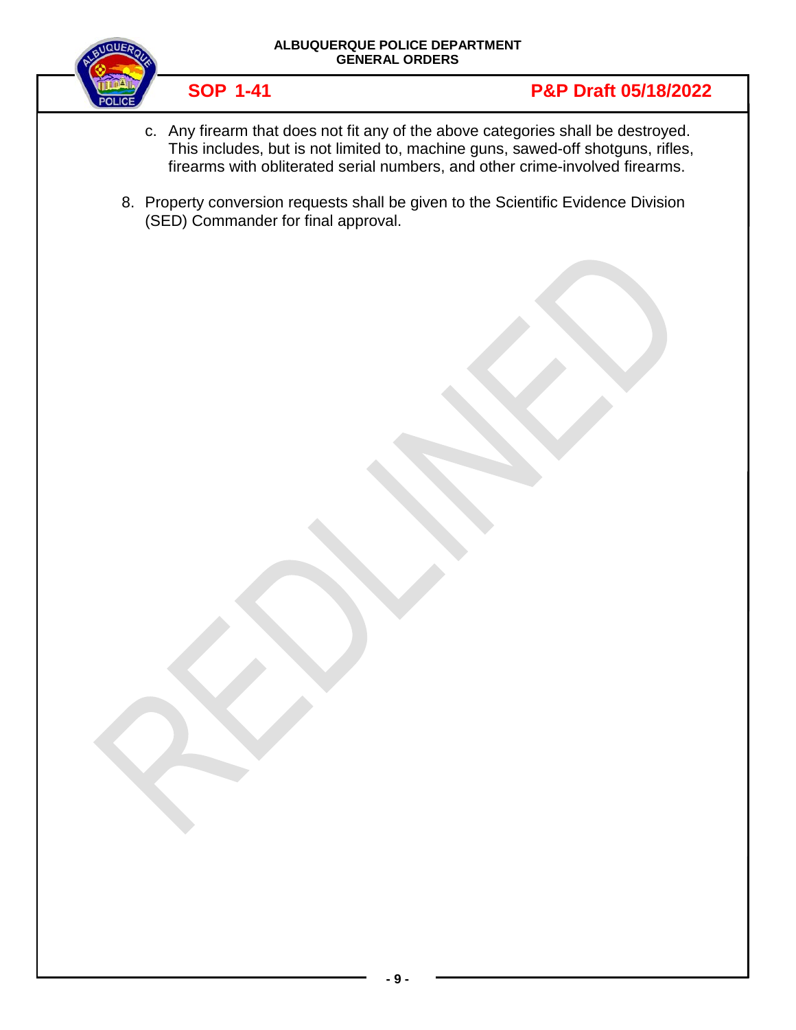c. Any firearm that does not fit any of the above categories shall be destroyed. This includes, but is not limited to, machine guns, sawed-off shotguns, rifles, firearms with obliterated serial numbers, and other crime-involved firearms.

8. Property conversion requests shall be given to the Scientific Evidence Division (SED) Commander for final approval.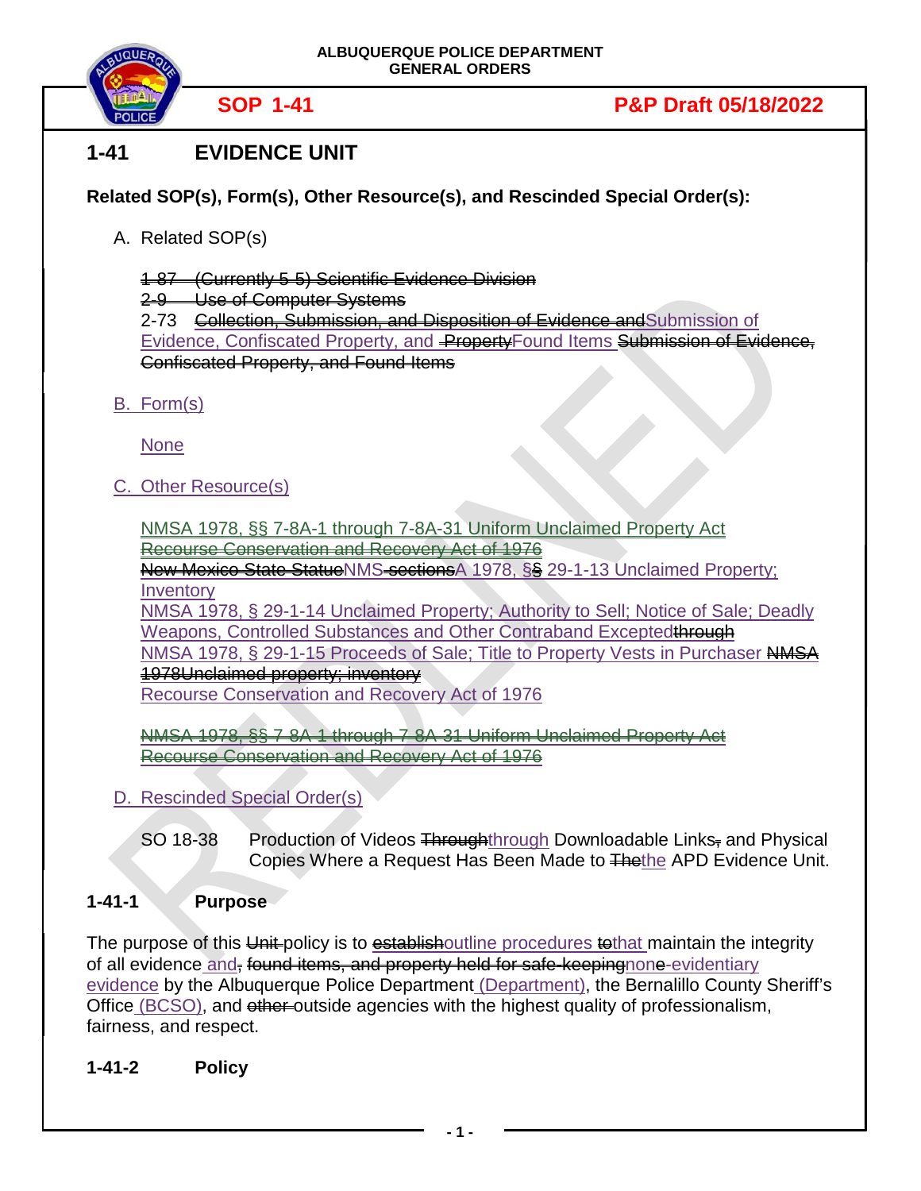# 1-41 EVIDENCE UNIT

**Related SOP(s), Form(s), Other Resource(s), and Rescinded Special Order(s):**

A. Related SOP(s)

~~1-87 (Currently 5-5) Scientific Evidence Division~~
~~2-9 Use of Computer Systems~~
2-73 ~~Collection, Submission, and Disposition of Evidence and~~Submission of Evidence, Confiscated Property, and ~~Property~~Found Items ~~Submission of Evidence, Confiscated Property, and Found Items~~

B. Form(s)

None

C. Other Resource(s)

NMSA 1978, §§ 7-8A-1 through 7-8A-31 Uniform Unclaimed Property Act
~~Recourse Conservation and Recovery Act of 1976~~
~~New Mexico State Statue~~NMS~~-sections~~A 1978, §~~§~~ 29-1-13 Unclaimed Property; Inventory
NMSA 1978, § 29-1-14 Unclaimed Property; Authority to Sell; Notice of Sale; Deadly Weapons, Controlled Substances and Other Contraband Excepted~~through~~
NMSA 1978, § 29-1-15 Proceeds of Sale; Title to Property Vests in Purchaser ~~NMSA 1978Unclaimed property; inventory~~
Recourse Conservation and Recovery Act of 1976

~~NMSA 1978, §§ 7-8A-1 through 7-8A-31 Uniform Unclaimed Property Act~~
~~Recourse Conservation and Recovery Act of 1976~~

D. Rescinded Special Order(s)

SO 18-38 Production of Videos ~~Through~~through Downloadable Links~~,~~ and Physical Copies Where a Request Has Been Made to ~~The~~the APD Evidence Unit.

## 1-41-1 Purpose

The purpose of this ~~Unit~~ policy is to ~~establish~~outline procedures ~~to~~that maintain the integrity of all evidence and~~,~~ ~~found items, and property held for safe-keeping~~non~~e~~-evidentiary evidence by the Albuquerque Police Department (Department), the Bernalillo County Sheriff's Office (BCSO), and ~~other~~ outside agencies with the highest quality of professionalism, fairness, and respect.

## 1-41-2 Policy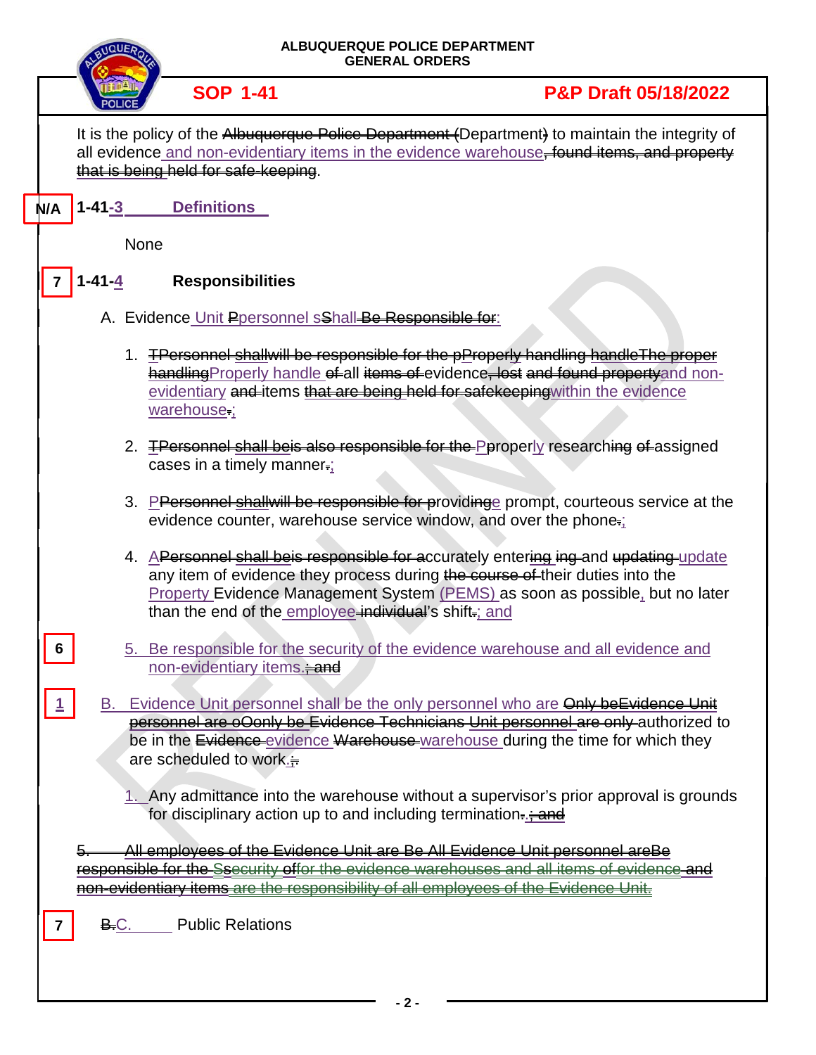It is the policy of the ~~Albuquerque Police Department (~~Department~~)~~ to maintain the integrity of all evidence and non-evidentiary items in the evidence warehouse~~, found items, and property that is being held for safe-keeping~~.

N/A **1-41-3 Definitions**

None

7 **1-41-4 Responsibilities**

A. Evidence Unit ~~P~~personnel ~~s~~Shall ~~Be Responsible for~~:

1. ~~TPersonnel shallwill be responsible for the pProperly handling handleThe proper handling~~Properly handle ~~of~~ all ~~items of~~ evidence~~, lost and found property~~and non-evidentiary ~~and~~ items ~~that are being held for safekeeping~~within the evidence warehouse~~.~~;

2. ~~TPersonnel shall beis also responsible for the~~ Pproperly researching ~~of~~ assigned cases in a timely manner~~.~~;

3. P~~Personnel shallwill be responsible for~~ providing~~e~~ prompt, courteous service at the evidence counter, warehouse service window, and over the phone~~.~~;

4. A~~Personnel shall beis responsible for a~~ccurately enter~~ing ing~~ and ~~updating~~ update any item of evidence they process during ~~the course of~~ their duties into the Property Evidence Management System (PEMS) as soon as possible, but no later than the end of the employee ~~individual~~'s shift~~.~~; and

6 5. Be responsible for the security of the evidence warehouse and all evidence and non-evidentiary items.~~; and~~

1 B. Evidence Unit personnel shall be the only personnel who are ~~Only beEvidence Unit personnel are oOnly be Evidence Technicians Unit personnel are only~~ authorized to be in the ~~Evidence~~ evidence ~~Warehouse~~ warehouse during the time for which they are scheduled to work.~~;~~

1. Any admittance into the warehouse without a supervisor's prior approval is grounds for disciplinary action up to and including termination~~.; and~~

~~5. All employees of the Evidence Unit are Be All Evidence Unit personnel areBe responsible for the Ssecurity offor the evidence warehouses and all items of evidence and non-evidentiary items are the responsibility of all employees of the Evidence Unit.~~

7 ~~B.~~C. Public Relations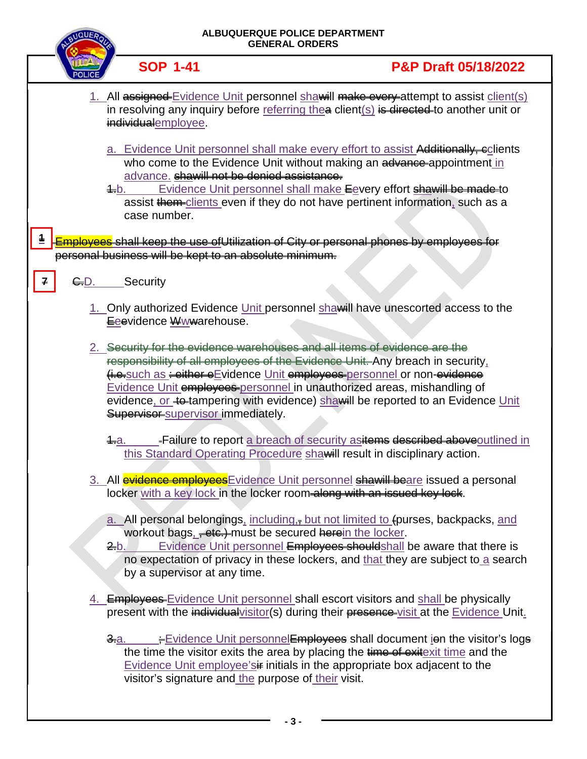1. All ~~assigned~~ Evidence Unit personnel shawill ~~make every~~ attempt to assist client(s) in resolving any inquiry before referring thea client(s) ~~is directed~~ to another unit or ~~individual~~employee.

   a. Evidence Unit personnel shall make every effort to assist ~~Additionally, c~~clients who come to the Evidence Unit without making an ~~advance~~ appointment in advance. ~~shawill not be denied assistance.~~

   ~~1.~~b. Evidence Unit personnel shall make ~~E~~every effort ~~shawill be made~~ to assist ~~them~~ clients even if they do not have pertinent information, such as a case number.

~~Employees shall keep the use of~~~~Utilization of City or personal phones by employees for personal business will be kept to an absolute minimum.~~

~~C.~~D. Security

1. Only authorized Evidence Unit personnel shawill have unescorted access to the ~~E~~evidence ~~W~~warehouse.

2. ~~Security for the evidence warehouses and all items of evidence are the responsibility of all employees of the Evidence Unit.~~ Any breach in security, ~~(i.e.~~such as ~~: either e~~Evidence Unit ~~employees~~ personnel or non-~~evidence~~ Evidence Unit ~~employees~~ personnel in unauthorized areas, mishandling of evidence, or ~~to~~ tampering with evidence) shawill be reported to an Evidence Unit ~~Supervisor~~ supervisor immediately.

   ~~1.~~a. ~~-~~Failure to report a breach of security as~~items described above~~outlined in this Standard Operating Procedure shawill result in disciplinary action.

3. All ~~evidence employees~~Evidence Unit personnel ~~shawill be~~are issued a personal locker with a key lock in the locker room~~ along with an issued key lock~~.

   a. All personal belongings, including~~,~~ but not limited to ~~(~~purses, backpacks, and workout bags~~, etc.)~~ must be secured ~~here~~in the locker.

   ~~2.~~b. Evidence Unit personnel ~~Employees should~~shall be aware that there is no expectation of privacy in these lockers, and that they are subject to a search by a supervisor at any time.

4. ~~Employees~~ Evidence Unit personnel shall escort visitors and shall be physically present with the ~~individual~~visitor(s) during their ~~presence~~ visit at the Evidence Unit.

   ~~3.~~a. ~~:~~Evidence Unit personnel~~Employees~~ shall document i~~o~~n the visitor's log~~s~~ the time the visitor exits the area by placing the ~~time of exit~~exit time and the Evidence Unit employee's~~ir~~ initials in the appropriate box adjacent to the visitor's signature and the purpose of their visit.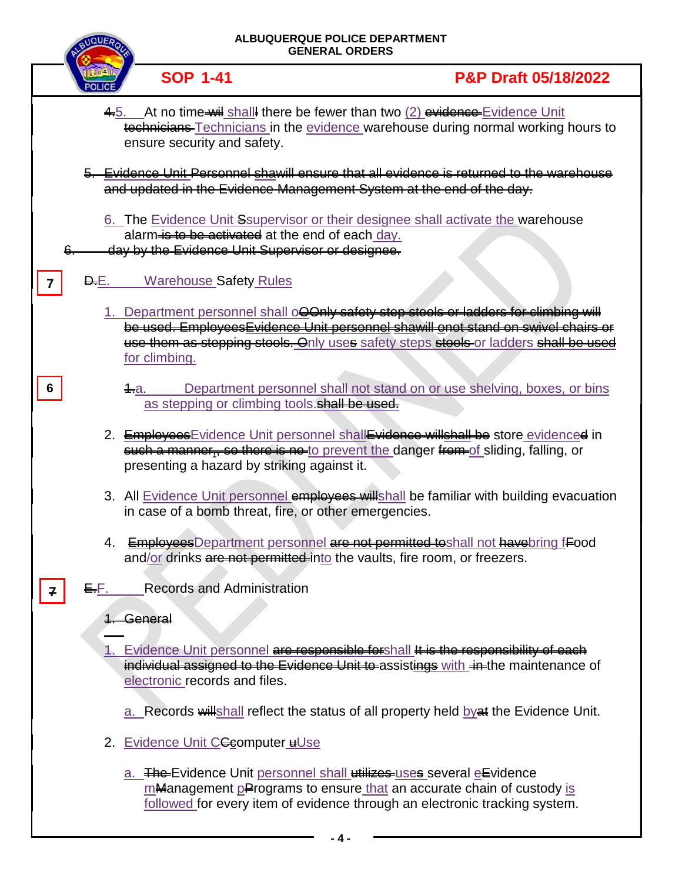4.5. At no time wil shalll there be fewer than two (2) evidence Evidence Unit technicians Technicians in the evidence warehouse during normal working hours to ensure security and safety.

5. Evidence Unit Personnel shawill ensure that all evidence is returned to the warehouse and updated in the Evidence Management System at the end of the day.

6. The Evidence Unit Ssupervisor or their designee shall activate the warehouse alarm is to be activated at the end of each day.

6. day by the Evidence Unit Supervisor or designee.

7

D.E. Warehouse Safety Rules

1. Department personnel shall oOOnly safety step stools or ladders for climbing will be used. EmployeesEvidence Unit personnel shawill onot stand on swivel chairs or use them as stepping stools. Only uses safety steps stools or ladders shall be used for climbing.

6

1.a. Department personnel shall not stand on or use shelving, boxes, or bins as stepping or climbing tools.shall be used.

2. EmployeesEvidence Unit personnel shallEvidence willshall be store evidenced in such a manner,, so there is no to prevent the danger from of sliding, falling, or presenting a hazard by striking against it.

3. All Evidence Unit personnel employees willshall be familiar with building evacuation in case of a bomb threat, fire, or other emergencies.

4. EmployeesDepartment personnel are not permitted toshall not havebring fFood and/or drinks are not permitted into the vaults, fire room, or freezers.

7

E.F. Records and Administration

1. General

1. Evidence Unit personnel are responsible forshall It is the responsibility of each individual assigned to the Evidence Unit to assistings with in the maintenance of electronic records and files.

a. Records willshall reflect the status of all property held byat the Evidence Unit.

2. Evidence Unit CCcomputer uUse

a. The Evidence Unit personnel shall utilizes uses several eEvidence mManagement pPrograms to ensure that an accurate chain of custody is followed for every item of evidence through an electronic tracking system.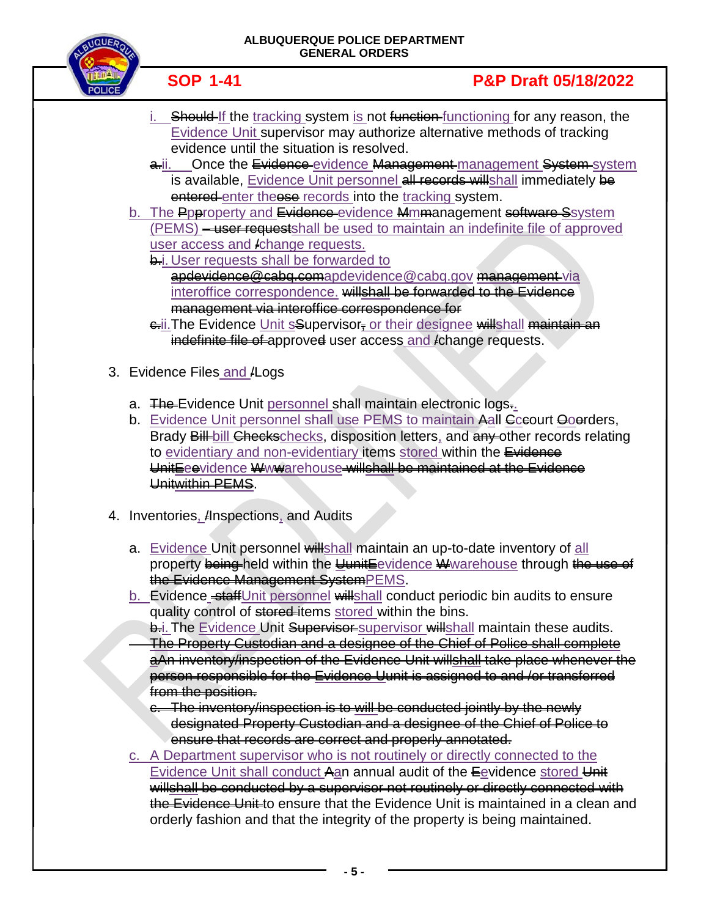i. ~~Should~~ If the tracking system is not ~~function~~ functioning for any reason, the Evidence Unit supervisor may authorize alternative methods of tracking evidence until the situation is resolved.

~~a.~~ii. Once the ~~Evidence~~ evidence ~~Management~~ management ~~System~~ system is available, Evidence Unit personnel ~~all records will~~shall immediately ~~be entered~~ enter the~~ose~~ records into the tracking system.

b. The ~~P~~p~~p~~roperty and ~~Evidence~~ evidence ~~M~~m~~m~~anagement ~~software S~~system (PEMS) ~~– user requests~~shall be used to maintain an indefinite file of approved user access and ~~/~~change requests.

~~b.~~i. User requests shall be forwarded to ~~apdevidence@cabq.com~~apdevidence@cabq.gov ~~management~~ via interoffice correspondence. ~~willshall be forwarded to the Evidence management via interoffice correspondence for~~

~~c.~~ii. The Evidence Unit s~~S~~upervisor~~,~~ or their designee ~~will~~shall ~~maintain an indefinite file of~~ approved~~d~~ user access and ~~/~~change requests.

3. Evidence Files and ~~/~~Logs

a. ~~The~~ Evidence Unit personnel shall maintain electronic logs~~.~~.

b. Evidence Unit personnel shall use PEMS to maintain ~~A~~all ~~C~~court ~~O~~orders, Brady ~~Bill~~ bill ~~Checks~~checks, disposition letters, and ~~any~~ other records relating to evidentiary and non-evidentiary items stored within the ~~Evidence Unit~~~~E~~evidence ~~W~~warehouse ~~willshall be maintained at the Evidence Unit~~~~within PEMS~~.

4. Inventories, ~~/~~Inspections, and Audits

a. Evidence Unit personnel ~~will~~shall maintain an up-to-date inventory of all property ~~being~~ held within the ~~Unit~~~~E~~evidence ~~W~~warehouse through ~~the use of the Evidence Management System~~PEMS.

b. Evidence ~~staff~~Unit personnel ~~will~~shall conduct periodic bin audits to ensure quality control of ~~stored~~ items stored within the bins.

~~b.~~i. The Evidence Unit ~~Supervisor~~ supervisor ~~will~~shall maintain these audits.

~~The Property Custodian and a designee of the Chief of Police shall complete aAn inventory/inspection of the Evidence Unit willshall take place whenever the person responsible for the Evidence Uunit is assigned to and /or transferred from the position.~~

~~c. The inventory/inspection is to will be conducted jointly by the newly designated Property Custodian and a designee of the Chief of Police to ensure that records are correct and properly annotated.~~

c. A Department supervisor who is not routinely or directly connected to the Evidence Unit shall conduct ~~A~~an annual audit of the ~~E~~evidence stored ~~Unit willshall be conducted by a supervisor not routinely or directly connected with the Evidence Unit~~ to ensure that the Evidence Unit is maintained in a clean and orderly fashion and that the integrity of the property is being maintained.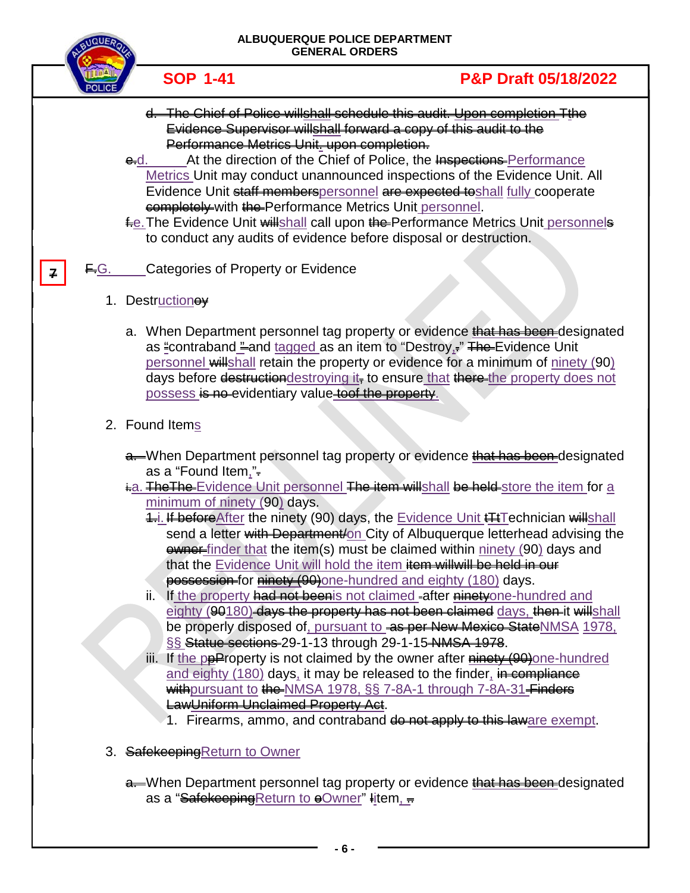d. ~~The Chief of Police willshall schedule this audit. Upon completion Tthe Evidence Supervisor willshall forward a copy of this audit to the Performance Metrics Unit. upon completion.~~

~~e.~~d. At the direction of the Chief of Police, the ~~Inspections~~ Performance Metrics Unit may conduct unannounced inspections of the Evidence Unit. All Evidence Unit ~~staff members~~personnel ~~are expected to~~shall fully cooperate ~~completely~~ with ~~the~~ Performance Metrics Unit personnel.

~~f.~~e. The Evidence Unit ~~will~~shall call upon ~~the~~ Performance Metrics Unit personnel~~s~~ to conduct any audits of evidence before disposal or destruction.

~~F.~~G. Categories of Property or Evidence

1. Destruction~~oy~~

   a. When Department personnel tag property or evidence ~~that has been~~ designated as ~~"~~contraband ~~"~~and tagged as an item to "Destroy,~~.~~" ~~The~~ Evidence Unit personnel ~~will~~shall retain the property or evidence for a minimum of ninety (90) days before ~~destruction~~destroying it~~,~~ to ensure that ~~there~~ the property does not possess ~~is no~~ evidentiary value ~~toof the property~~.

2. Found Items

   ~~a.~~ When Department personnel tag property or evidence ~~that has been~~ designated as a "Found Item,"~~.~~

   ~~i.~~a. ~~TheThe~~ Evidence Unit personnel ~~The item will~~shall ~~be held~~ store the item for a minimum of ninety (90) days.

   ~~1.~~i. ~~If before~~After the ninety (90) days, the Evidence Unit ~~tTt~~Technician ~~will~~shall send a letter ~~with Department/~~on City of Albuquerque letterhead advising the ~~owner~~ finder that the item(s) must be claimed within ninety (90) days and that the Evidence Unit will hold the item ~~item willwill be held in our possession~~ for ~~ninety (90)~~one-hundred and eighty (180) days.

   ii. If the property ~~had not been~~is not claimed ~~-~~after ~~ninety~~one-hundred and eighty (~~90~~180) ~~days the property has not been claimed~~ days, then it ~~will~~shall be properly disposed of, pursuant to ~~-as per New Mexico State~~NMSA 1978, §§ ~~Statue sections~~ 29-1-13 through 29-1-15 ~~NMSA 1978~~.

   iii. If the ~~pP~~Property is not claimed by the owner after ~~ninety (90)~~one-hundred and eighty (180) days, it may be released to the finder, ~~in compliance with~~pursuant to ~~the~~ NMSA 1978, §§ 7-8A-1 through 7-8A-31 ~~Finders LawUniform Unclaimed Property Act~~.

      1. Firearms, ammo, and contraband ~~do not apply to this law~~are exempt.

3. ~~Safekeeping~~Return to Owner

   ~~a.~~ When Department personnel tag property or evidence ~~that has been~~ designated as a "~~Safekeeping~~Return to ~~o~~Owner" ~~I~~item, ~~.~~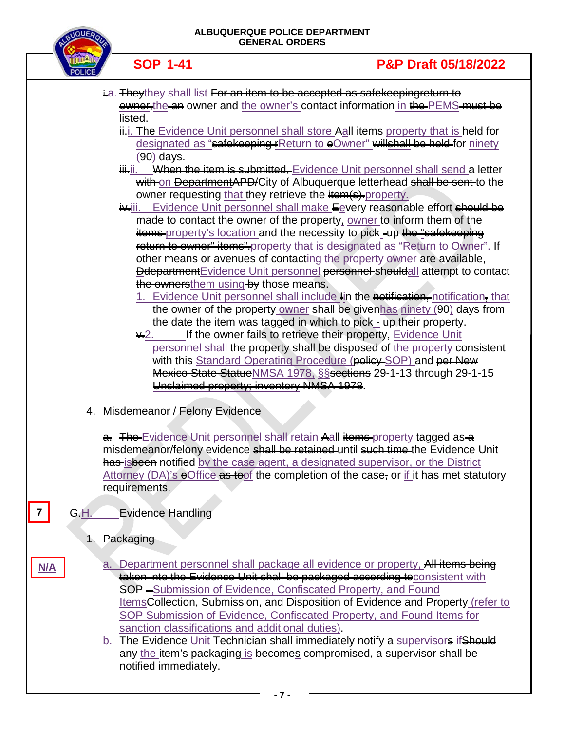~~i.~~a. ~~They~~they shall list ~~For an item to be accepted as safekeepingreturn to owner,~~the ~~an~~ owner and the owner's contact information in ~~the~~ PEMS ~~must be listed~~.

~~ii.~~i. ~~The~~ Evidence Unit personnel shall store ~~A~~all ~~items~~ property that is ~~held for~~ designated as "~~safekeeping r~~Return to ~~o~~Owner" ~~will~~shall ~~be held~~ for ninety (90) days.

~~iii.~~ii. ~~When the item is submitted,~~ Evidence Unit personnel shall send a letter ~~with~~ on ~~Department~~APD/City of Albuquerque letterhead ~~shall be sent~~ to the owner requesting that they retrieve the ~~item(s).~~property.

~~iv.~~iii. Evidence Unit personnel shall make ~~E~~every reasonable effort ~~should be made~~ to contact the ~~owner of the~~ property~~,~~ owner to inform them of the ~~items~~ property's location and the necessity to pick -up ~~the "safekeeping return to owner" items".~~property that is designated as "Return to Owner". If other means or avenues of contacting the property owner are available, ~~Ddepartment~~Evidence Unit personnel ~~personnel should~~all attempt to contact ~~the owners~~them using ~~by~~ those means.

1. Evidence Unit personnel shall include ~~I~~in the ~~notification,~~ notification~~,~~ that the ~~owner of the~~ property owner ~~shall be given~~has ninety (90) days from the date the item was tagged ~~in which~~ to pick ~~-~~up their property.

~~v.~~2. If the owner fails to retrieve their property, Evidence Unit personnel shall ~~the property shall be~~ dispose~~d~~ of the property consistent with this Standard Operating Procedure (~~policy~~ SOP) and ~~per New Mexico State Statue~~NMSA 1978, §§~~sections~~ 29-1-13 through 29-1-15 ~~Unclaimed property; inventory NMSA 1978~~.

4. Misdemeanor~~-~~/~~-~~Felony Evidence

~~a.~~ ~~The~~ Evidence Unit personnel shall retain ~~A~~all ~~items~~ property tagged as ~~a~~ misdemeanor/felony evidence ~~shall be retained~~ until ~~such time~~ the Evidence Unit ~~has~~ is~~been~~ notified by the case agent, a designated supervisor, or the District Attorney (DA)'s ~~o~~Office ~~as to~~of the completion of the case~~,~~ or if it has met statutory requirements.

7

~~G.~~H. Evidence Handling

1. Packaging

N/A

a. Department personnel shall package all evidence or property, ~~All items being taken into the Evidence Unit shall be packaged according to~~consistent with SOP ~~-~~Submission of Evidence, Confiscated Property, and Found Items~~Collection, Submission, and Disposition of Evidence and Property~~ (refer to SOP Submission of Evidence, Confiscated Property, and Found Items for sanction classifications and additional duties).

b. The Evidence Unit Technician shall immediately notify a supervisor~~s~~ if~~Should any~~ the item's packaging is ~~becomes~~ compromised~~, a supervisor shall be notified immediately~~.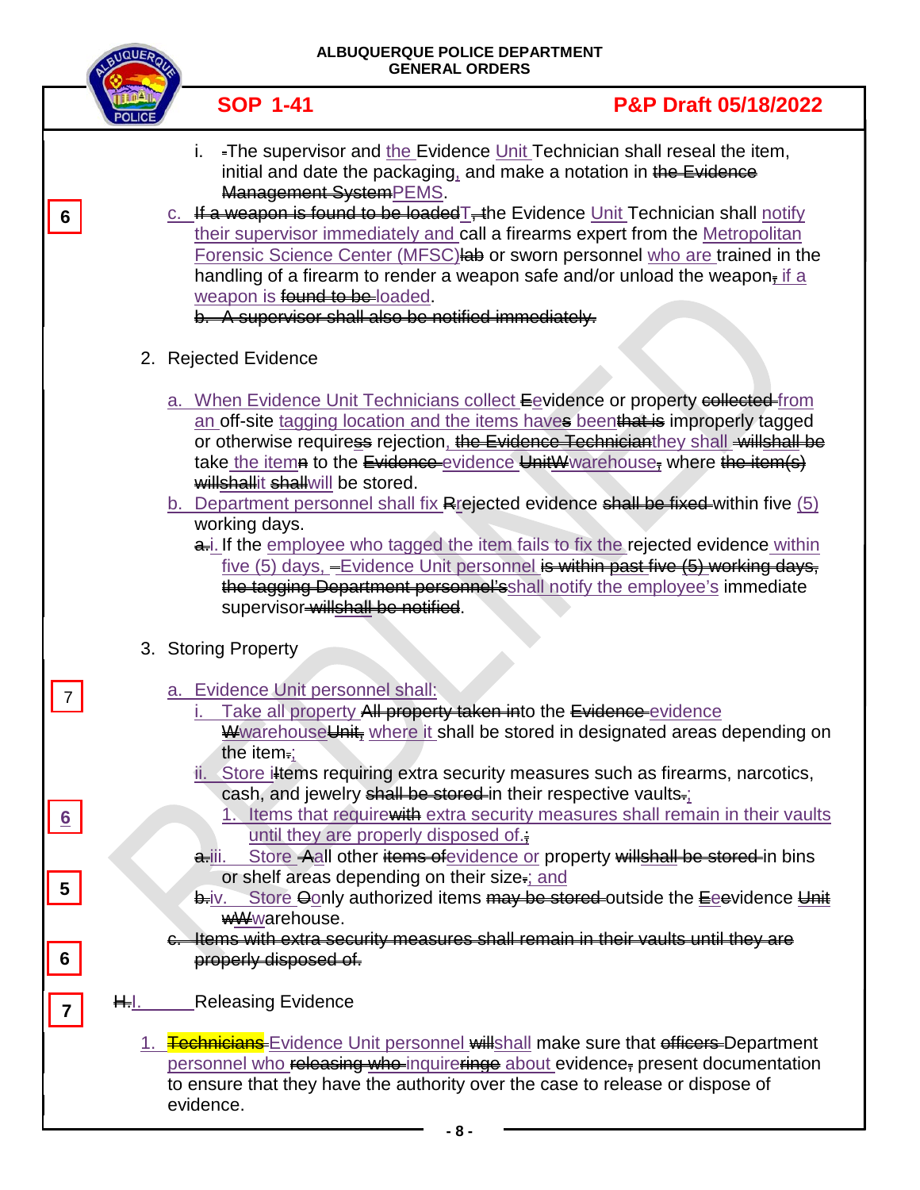i. -The supervisor and the Evidence Unit Technician shall reseal the item, initial and date the packaging, and make a notation in ~~the Evidence Management System~~PEMS.

6

c. ~~If a weapon is found to be loaded~~T, the Evidence Unit Technician shall notify their supervisor immediately and call a firearms expert from the Metropolitan Forensic Science Center (MFSC)~~lab~~ or sworn personnel who are trained in the handling of a firearm to render a weapon safe and/or unload the weapon, if a weapon is ~~found to be~~ loaded.

~~b. A supervisor shall also be notified immediately.~~

2. Rejected Evidence

a. When Evidence Unit Technicians collect ~~E~~evidence or property ~~collected~~ from an off-site tagging location and the items haves been~~that is~~ improperly tagged or otherwise requiress rejection, ~~the Evidence Technician~~they shall ~~willshall be~~ take the itemn to the ~~Evidence~~ evidence ~~Unit~~~~W~~warehouse, where ~~the item(s) willshall~~it ~~shall~~will be stored.

b. Department personnel shall fix ~~R~~rejected evidence ~~shall be fixed~~ within five (5) working days.

~~a.~~i. If the employee who tagged the item fails to fix the rejected evidence within five (5) days, –Evidence Unit personnel ~~is within past five (5) working days, the tagging Department personnel's~~shall notify the employee's immediate supervisor ~~willshall be notified~~.

3. Storing Property

7

a. Evidence Unit personnel shall:

i. Take all property ~~All property taken in~~to the ~~Evidence~~ evidence ~~W~~warehouse~~Unit~~, where it shall be stored in designated areas depending on the item.;

ii. Store i~~I~~tems requiring extra security measures such as firearms, narcotics, cash, and jewelry ~~shall be stored~~ in their respective vaults.;

6

1. Items that require~~with~~ extra security measures shall remain in their vaults until they are properly disposed of.;

~~a.~~iii. Store ~~A~~all other ~~items of~~evidence or property ~~willshall be stored~~ in bins or shelf areas depending on their size.; and

5

~~b.~~iv. Store ~~O~~only authorized items ~~may be stored~~ outside the ~~E~~evidence ~~Unit~~ ~~wW~~warehouse.

6

~~c. Items with extra security measures shall remain in their vaults until they are properly disposed of.~~

7

~~H.~~I. Releasing Evidence

1. ~~Technicians~~ Evidence Unit personnel ~~will~~shall make sure that ~~officers~~ Department personnel who ~~releasing who~~ inquire~~ringe~~ about evidence, present documentation to ensure that they have the authority over the case to release or dispose of evidence.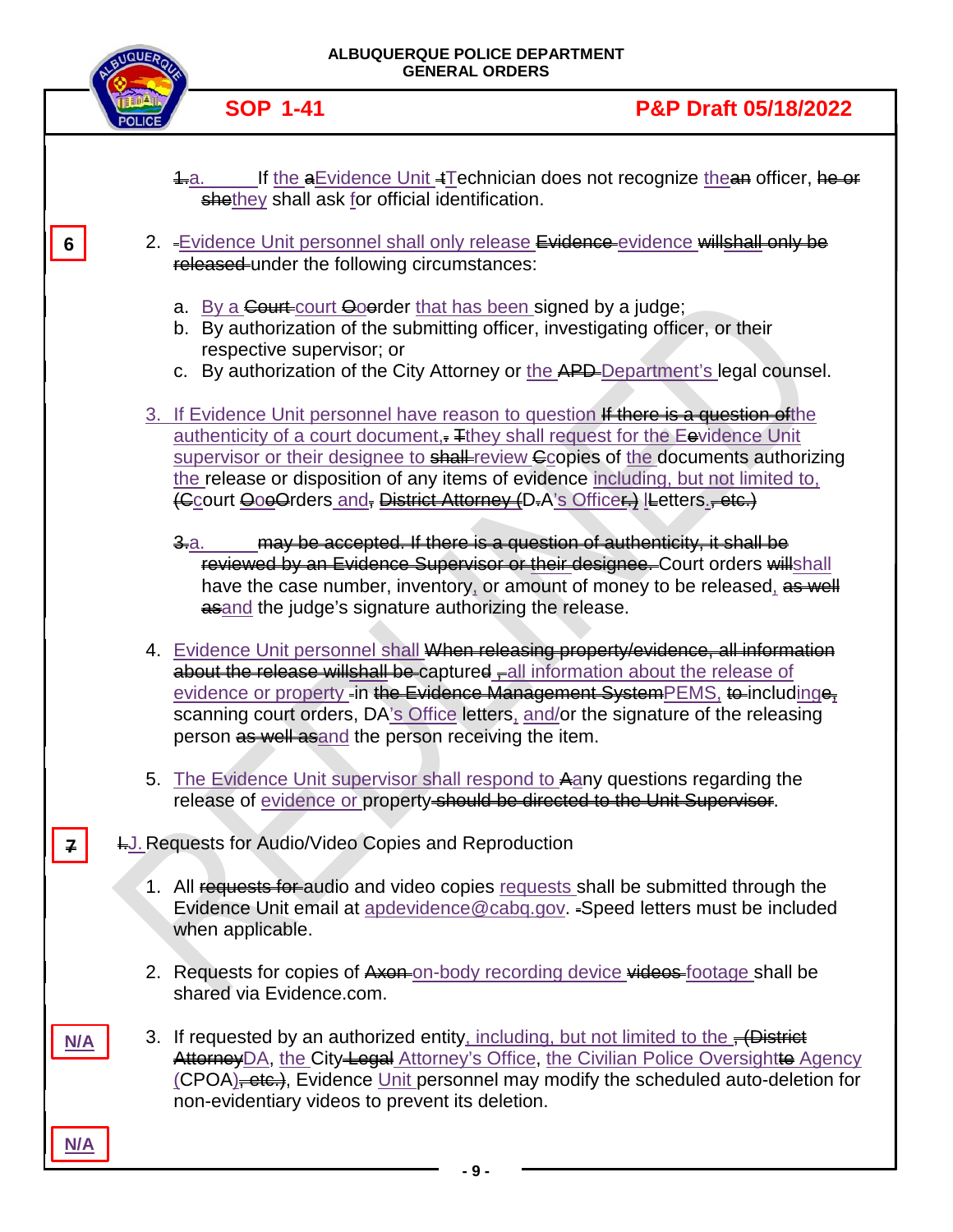1.a. If the aEvidence Unit tTechnician does not recognize thean officer, he or shethey shall ask for official identification.

6

2. Evidence Unit personnel shall only release Evidence evidence willshall only be released under the following circumstances:

   a. By a Court court Oorder that has been signed by a judge;
   b. By authorization of the submitting officer, investigating officer, or their respective supervisor; or
   c. By authorization of the City Attorney or the APD Department's legal counsel.

3. If Evidence Unit personnel have reason to question If there is a question ofthe authenticity of a court document,. Tthey shall request for the Eevidence Unit supervisor or their designee to shall review Ccopies of the documents authorizing the release or disposition of any items of evidence including, but not limited to, (Ccourt OoeOrders and, District Attorney (D.A's Officer.) lLetters., etc.)

   3.a. may be accepted. If there is a question of authenticity, it shall be reviewed by an Evidence Supervisor or their designee. Court orders willshall have the case number, inventory, or amount of money to be released, as well asand the judge's signature authorizing the release.

4. Evidence Unit personnel shall When releasing property/evidence, all information about the release willshall be captured , all information about the release of evidence or property in the Evidence Management SystemPEMS, to includinge, scanning court orders, DA's Office letters, and/or the signature of the releasing person as well asand the person receiving the item.

5. The Evidence Unit supervisor shall respond to Aany questions regarding the release of evidence or property should be directed to the Unit Supervisor.

7

I.J. Requests for Audio/Video Copies and Reproduction

1. All requests for audio and video copies requests shall be submitted through the Evidence Unit email at apdevidence@cabq.gov. Speed letters must be included when applicable.

2. Requests for copies of Axon on-body recording device videos footage shall be shared via Evidence.com.

N/A

3. If requested by an authorized entity, including, but not limited to the , (District AttorneyDA, the City Legal Attorney's Office, the Civilian Police Oversightte Agency (CPOA), etc.), Evidence Unit personnel may modify the scheduled auto-deletion for non-evidentiary videos to prevent its deletion.

N/A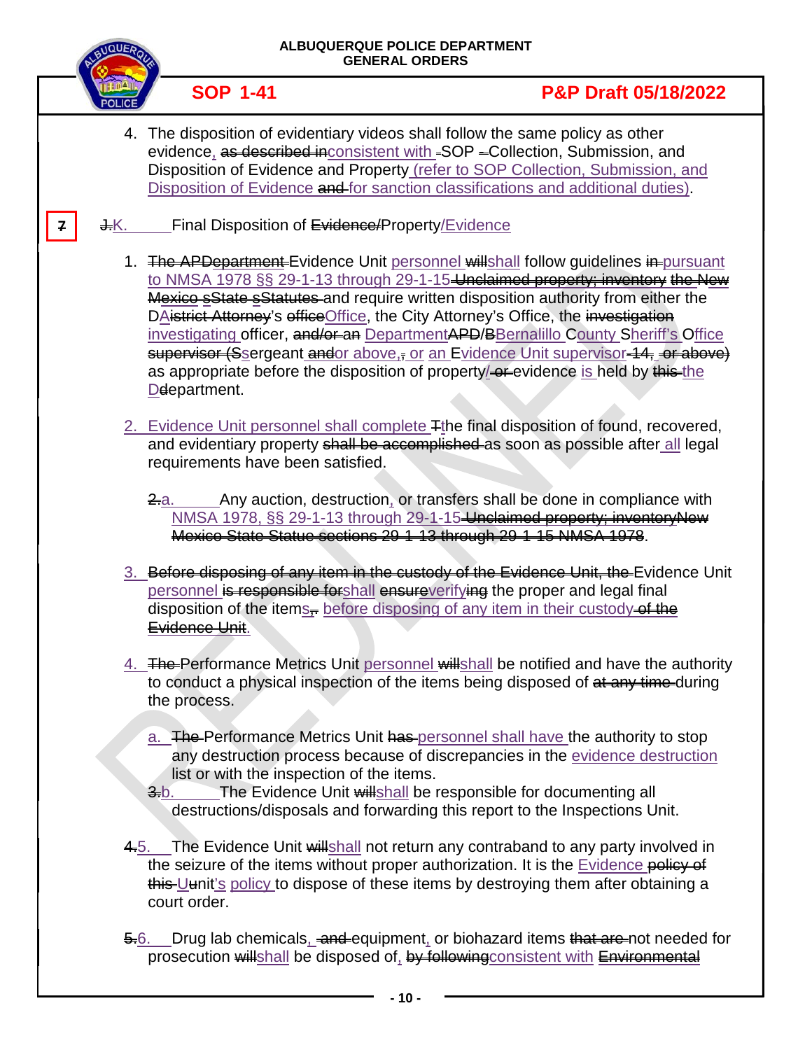4. The disposition of evidentiary videos shall follow the same policy as other evidence, ~~as described in~~consistent with SOP ~~-~~Collection, Submission, and Disposition of Evidence and Property (refer to SOP Collection, Submission, and Disposition of Evidence ~~and~~ for sanction classifications and additional duties).

7

~~J.~~K. Final Disposition of ~~Evidence/~~Property/Evidence

1. ~~The APDepartment~~ Evidence Unit personnel ~~will~~shall follow guidelines ~~in~~ pursuant to NMSA 1978 §§ 29-1-13 through 29-1-15 ~~Unclaimed property; inventory the New Mexico sState sStatutes~~ and require written disposition authority from either the DAistrict Attorney's ~~office~~Office, the City Attorney's Office, the ~~investigation~~ investigating officer, ~~and/or an~~ DepartmentAPD/BBernalillo County Sheriff's Office ~~supervisor (S~~sergeant ~~and~~or above,~~,~~ or an Evidence Unit supervisor~~-14, -or above)~~ as appropriate before the disposition of property/~~-or~~-evidence is held by ~~this~~ the Ddepartment.

2. Evidence Unit personnel shall complete ~~T~~the final disposition of found, recovered, and evidentiary property ~~shall be accomplished~~ as soon as possible after all legal requirements have been satisfied.

   ~~2.~~a. Any auction, destruction, or transfers shall be done in compliance with NMSA 1978, §§ 29-1-13 through 29-1-15 ~~Unclaimed property; inventoryNew Mexico State Statue sections 29-1-13 through 29-1-15 NMSA 1978~~.

3. ~~Before disposing of any item in the custody of the Evidence Unit, the~~ Evidence Unit personnel ~~is responsible for~~shall ~~ensure~~verifying the proper and legal final disposition of the items,~~.~~ before disposing of any item in their custody~~-of the Evidence Unit~~.

4. ~~The~~ Performance Metrics Unit personnel ~~will~~shall be notified and have the authority to conduct a physical inspection of the items being disposed of ~~at any time~~ during the process.

   a. ~~The~~ Performance Metrics Unit ~~has~~ personnel shall have the authority to stop any destruction process because of discrepancies in the evidence destruction list or with the inspection of the items.

   ~~3.~~b. The Evidence Unit ~~will~~shall be responsible for documenting all destructions/disposals and forwarding this report to the Inspections Unit.

~~4.~~5. The Evidence Unit ~~will~~shall not return any contraband to any party involved in the seizure of the items without proper authorization. It is the Evidence ~~policy of this~~ Uunit's policy to dispose of these items by destroying them after obtaining a court order.

~~5.~~6. Drug lab chemicals, ~~-and~~ equipment, or biohazard items ~~that are~~ not needed for prosecution ~~will~~shall be disposed of, ~~by following~~consistent with ~~Environmental~~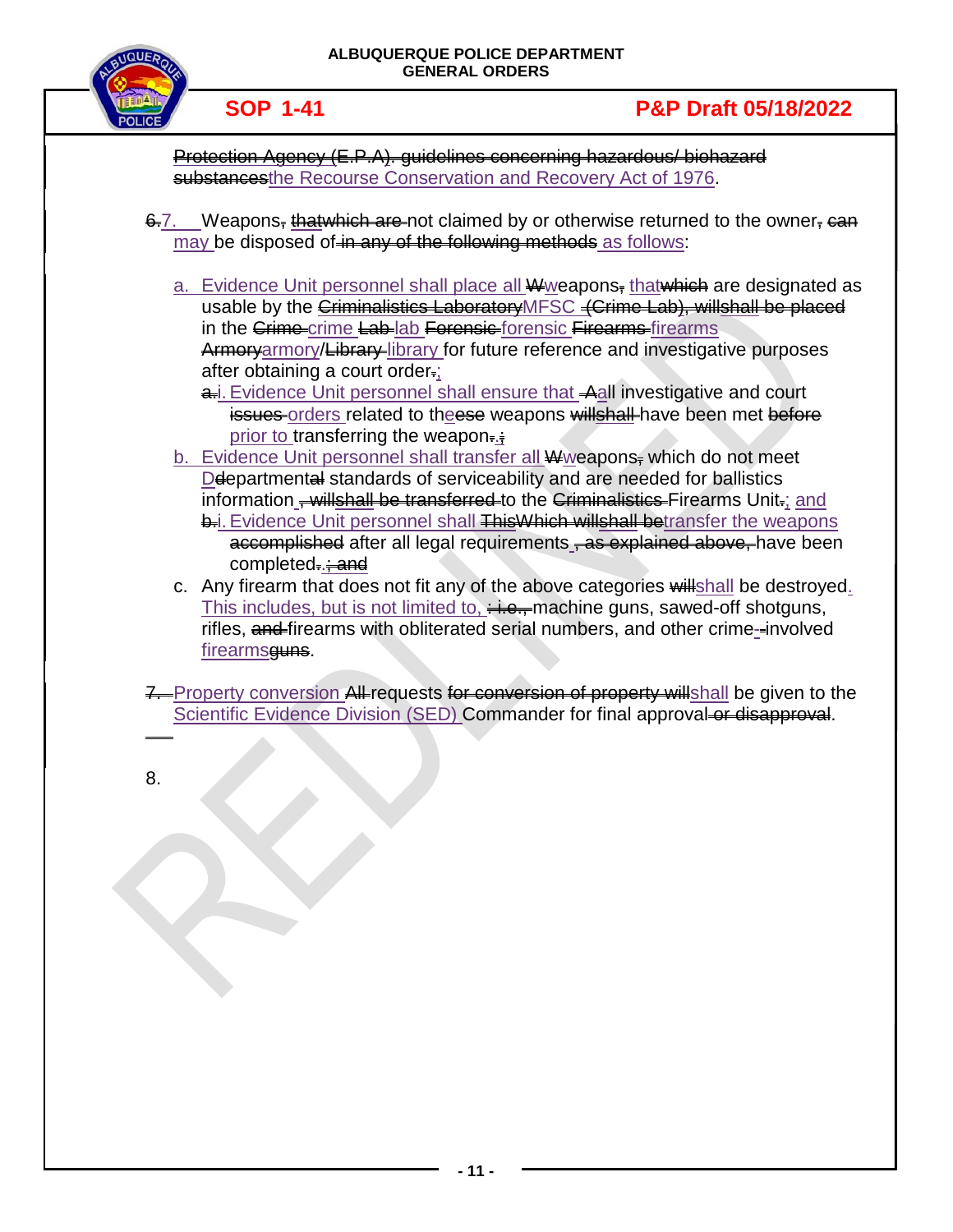~~Protection Agency (E.P.A). guidelines concerning hazardous/ biohazard substances~~the Recourse Conservation and Recovery Act of 1976.

~~6.~~7. Weapons~~,~~ ~~thatwhich are~~ not claimed by or otherwise returned to the owner~~,~~ ~~can~~ may be disposed of ~~in any of the following methods~~ as follows:

a. Evidence Unit personnel shall place all ~~W~~weapons~~,~~ that~~which~~ are designated as usable by the ~~Criminalistics Laboratory~~MFSC ~~(Crime Lab), willshall be placed~~ in the ~~Crime~~ crime ~~Lab~~ lab ~~Forensic~~ forensic ~~Firearms~~ firearms ~~Armory~~armory/~~Library~~ library for future reference and investigative purposes after obtaining a court order~~.~~;

   ~~a.~~i. Evidence Unit personnel shall ensure that ~~A~~all investigative and court ~~issues~~ orders related to th~~e~~ese weapons ~~willshall~~ have been met ~~before~~ prior to transferring the weapon~~.~~.~~;~~

b. Evidence Unit personnel shall transfer all ~~W~~weapons~~,~~ which do not meet ~~D~~departmental standards of serviceability and are needed for ballistics information ~~, willshall be transferred~~ to the ~~Criminalistics~~ Firearms Unit~~.~~; and

   ~~b.~~i. Evidence Unit personnel shall ~~This~~Which ~~willshall be~~transfer the weapons ~~accomplished~~ after all legal requirements ~~, as explained above,~~ have been completed~~.~~.~~; and~~

c. Any firearm that does not fit any of the above categories ~~will~~shall be destroyed. This includes, but is not limited to, ~~; i.e.,~~ machine guns, sawed-off shotguns, rifles, ~~and~~ firearms with obliterated serial numbers, and other crime-~~-~~involved firearms~~guns~~.

~~7.~~ Property conversion ~~All~~ requests ~~for conversion of property will~~shall be given to the Scientific Evidence Division (SED) Commander for final approval ~~or disapproval~~.

8.